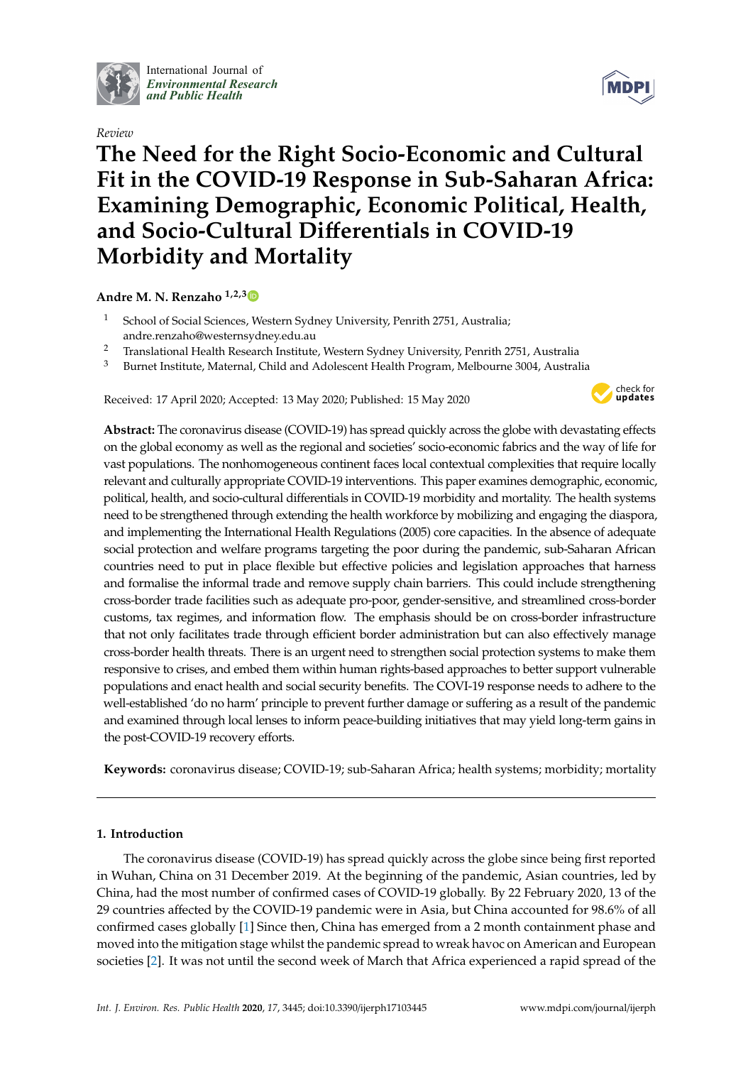International Journal of *Environmental Research and Public Health*

*Review*

# The Need for the Right Socio-Economic and Cultural Fit in the COVID-19 Response in Sub-Saharan Africa: Examining Demographic, Economic Political, Health, and Socio-Cultural Differentials in COVID-19 Morbidity and Mortality

**Andre M. N. Renzaho** [1,2,3]

[1] School of Social Sciences, Western Sydney University, Penrith 2751, Australia; andre.renzaho@westernsydney.edu.au
[2] Translational Health Research Institute, Western Sydney University, Penrith 2751, Australia
[3] Burnet Institute, Maternal, Child and Adolescent Health Program, Melbourne 3004, Australia

Received: 17 April 2020; Accepted: 13 May 2020; Published: 15 May 2020

**Abstract:** The coronavirus disease (COVID-19) has spread quickly across the globe with devastating effects on the global economy as well as the regional and societies' socio-economic fabrics and the way of life for vast populations. The nonhomogeneous continent faces local contextual complexities that require locally relevant and culturally appropriate COVID-19 interventions. This paper examines demographic, economic, political, health, and socio-cultural differentials in COVID-19 morbidity and mortality. The health systems need to be strengthened through extending the health workforce by mobilizing and engaging the diaspora, and implementing the International Health Regulations (2005) core capacities. In the absence of adequate social protection and welfare programs targeting the poor during the pandemic, sub-Saharan African countries need to put in place flexible but effective policies and legislation approaches that harness and formalise the informal trade and remove supply chain barriers. This could include strengthening cross-border trade facilities such as adequate pro-poor, gender-sensitive, and streamlined cross-border customs, tax regimes, and information flow. The emphasis should be on cross-border infrastructure that not only facilitates trade through efficient border administration but can also effectively manage cross-border health threats. There is an urgent need to strengthen social protection systems to make them responsive to crises, and embed them within human rights-based approaches to better support vulnerable populations and enact health and social security benefits. The COVI-19 response needs to adhere to the well-established 'do no harm' principle to prevent further damage or suffering as a result of the pandemic and examined through local lenses to inform peace-building initiatives that may yield long-term gains in the post-COVID-19 recovery efforts.

**Keywords:** coronavirus disease; COVID-19; sub-Saharan Africa; health systems; morbidity; mortality

## 1. Introduction

The coronavirus disease (COVID-19) has spread quickly across the globe since being first reported in Wuhan, China on 31 December 2019. At the beginning of the pandemic, Asian countries, led by China, had the most number of confirmed cases of COVID-19 globally. By 22 February 2020, 13 of the 29 countries affected by the COVID-19 pandemic were in Asia, but China accounted for 98.6% of all confirmed cases globally [1] Since then, China has emerged from a 2 month containment phase and moved into the mitigation stage whilst the pandemic spread to wreak havoc on American and European societies [2]. It was not until the second week of March that Africa experienced a rapid spread of the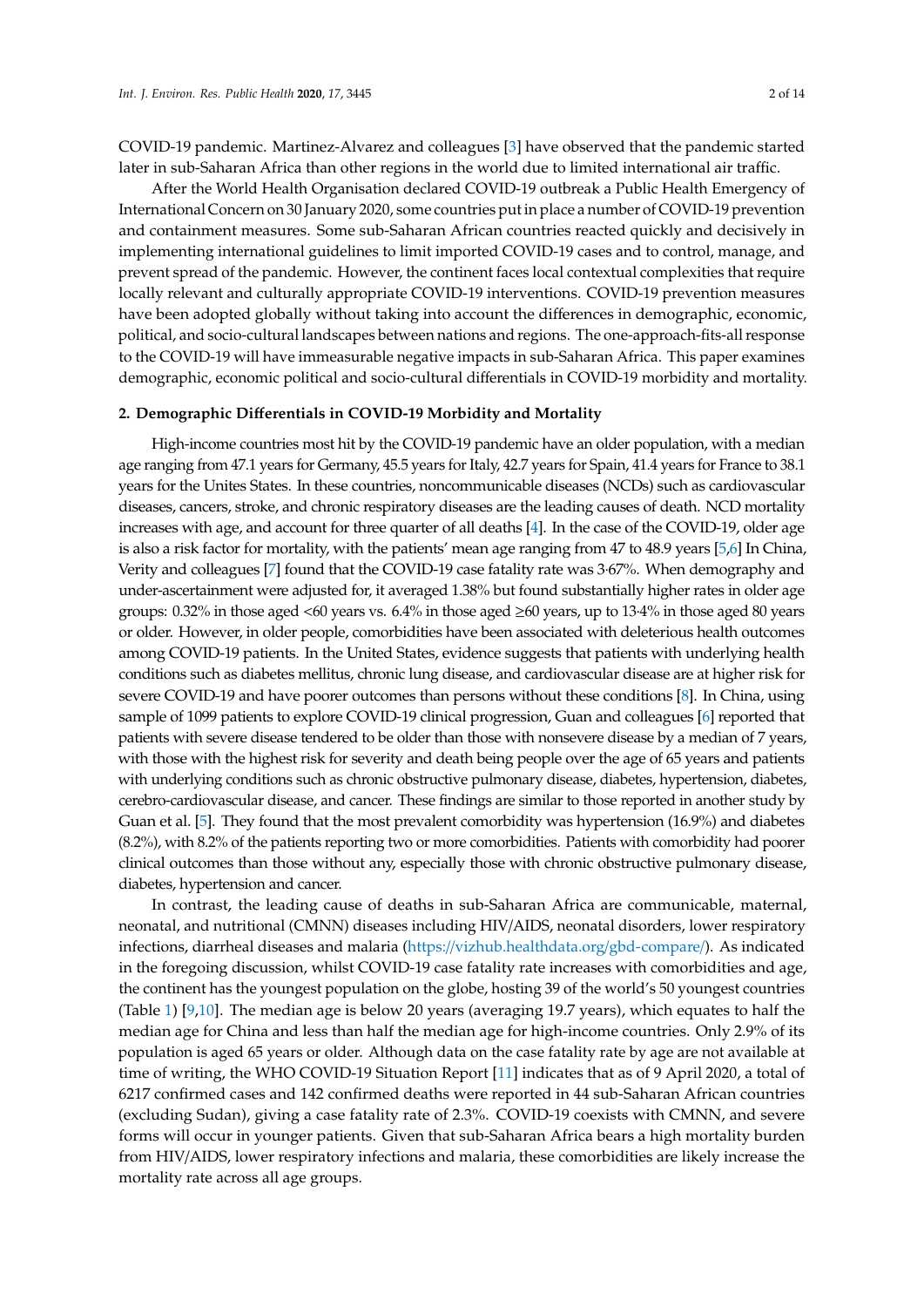COVID-19 pandemic. Martinez-Alvarez and colleagues [3] have observed that the pandemic started later in sub-Saharan Africa than other regions in the world due to limited international air traffic.

After the World Health Organisation declared COVID-19 outbreak a Public Health Emergency of International Concern on 30 January 2020, some countries put in place a number of COVID-19 prevention and containment measures. Some sub-Saharan African countries reacted quickly and decisively in implementing international guidelines to limit imported COVID-19 cases and to control, manage, and prevent spread of the pandemic. However, the continent faces local contextual complexities that require locally relevant and culturally appropriate COVID-19 interventions. COVID-19 prevention measures have been adopted globally without taking into account the differences in demographic, economic, political, and socio-cultural landscapes between nations and regions. The one-approach-fits-all response to the COVID-19 will have immeasurable negative impacts in sub-Saharan Africa. This paper examines demographic, economic political and socio-cultural differentials in COVID-19 morbidity and mortality.

## 2. Demographic Differentials in COVID-19 Morbidity and Mortality

High-income countries most hit by the COVID-19 pandemic have an older population, with a median age ranging from 47.1 years for Germany, 45.5 years for Italy, 42.7 years for Spain, 41.4 years for France to 38.1 years for the Unites States. In these countries, noncommunicable diseases (NCDs) such as cardiovascular diseases, cancers, stroke, and chronic respiratory diseases are the leading causes of death. NCD mortality increases with age, and account for three quarter of all deaths [4]. In the case of the COVID-19, older age is also a risk factor for mortality, with the patients' mean age ranging from 47 to 48.9 years [5,6] In China, Verity and colleagues [7] found that the COVID-19 case fatality rate was 3·67%. When demography and under-ascertainment were adjusted for, it averaged 1.38% but found substantially higher rates in older age groups: 0.32% in those aged <60 years vs. 6.4% in those aged ≥60 years, up to 13·4% in those aged 80 years or older. However, in older people, comorbidities have been associated with deleterious health outcomes among COVID-19 patients. In the United States, evidence suggests that patients with underlying health conditions such as diabetes mellitus, chronic lung disease, and cardiovascular disease are at higher risk for severe COVID-19 and have poorer outcomes than persons without these conditions [8]. In China, using sample of 1099 patients to explore COVID-19 clinical progression, Guan and colleagues [6] reported that patients with severe disease tendered to be older than those with nonsevere disease by a median of 7 years, with those with the highest risk for severity and death being people over the age of 65 years and patients with underlying conditions such as chronic obstructive pulmonary disease, diabetes, hypertension, diabetes, cerebro-cardiovascular disease, and cancer. These findings are similar to those reported in another study by Guan et al. [5]. They found that the most prevalent comorbidity was hypertension (16.9%) and diabetes (8.2%), with 8.2% of the patients reporting two or more comorbidities. Patients with comorbidity had poorer clinical outcomes than those without any, especially those with chronic obstructive pulmonary disease, diabetes, hypertension and cancer.

In contrast, the leading cause of deaths in sub-Saharan Africa are communicable, maternal, neonatal, and nutritional (CMNN) diseases including HIV/AIDS, neonatal disorders, lower respiratory infections, diarrheal diseases and malaria (https://vizhub.healthdata.org/gbd-compare/). As indicated in the foregoing discussion, whilst COVID-19 case fatality rate increases with comorbidities and age, the continent has the youngest population on the globe, hosting 39 of the world's 50 youngest countries (Table 1) [9,10]. The median age is below 20 years (averaging 19.7 years), which equates to half the median age for China and less than half the median age for high-income countries. Only 2.9% of its population is aged 65 years or older. Although data on the case fatality rate by age are not available at time of writing, the WHO COVID-19 Situation Report [11] indicates that as of 9 April 2020, a total of 6217 confirmed cases and 142 confirmed deaths were reported in 44 sub-Saharan African countries (excluding Sudan), giving a case fatality rate of 2.3%. COVID-19 coexists with CMNN, and severe forms will occur in younger patients. Given that sub-Saharan Africa bears a high mortality burden from HIV/AIDS, lower respiratory infections and malaria, these comorbidities are likely increase the mortality rate across all age groups.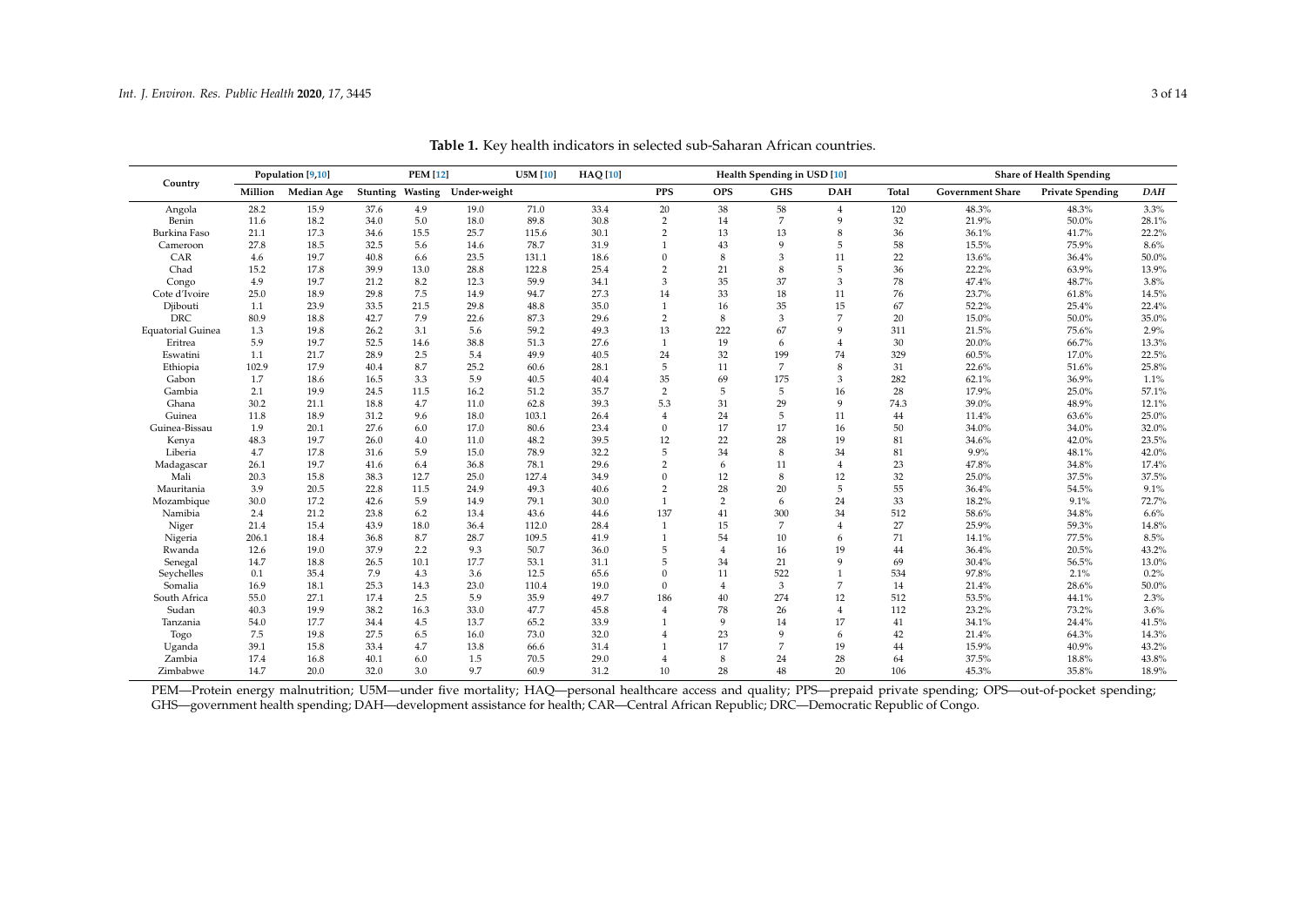**Table 1.** Key health indicators in selected sub-Saharan African countries.

| Country | Population [9,10] | | PEM [12] | | | U5M [10] | HAQ [10] | Health Spending in USD [10] | | | | | Share of Health Spending | | |
|---|---|---|---|---|---|---|---|---|---|---|---|---|---|---|---|
| | Million | Median Age | Stunting | Wasting | Under-weight | | | PPS | OPS | GHS | DAH | Total | Government Share | Private Spending | *DAH* |
| Angola | 28.2 | 15.9 | 37.6 | 4.9 | 19.0 | 71.0 | 33.4 | 20 | 38 | 58 | 4 | 120 | 48.3% | 48.3% | 3.3% |
| Benin | 11.6 | 18.2 | 34.0 | 5.0 | 18.0 | 89.8 | 30.8 | 2 | 14 | 7 | 9 | 32 | 21.9% | 50.0% | 28.1% |
| Burkina Faso | 21.1 | 17.3 | 34.6 | 15.5 | 25.7 | 115.6 | 30.1 | 2 | 13 | 13 | 8 | 36 | 36.1% | 41.7% | 22.2% |
| Cameroon | 27.8 | 18.5 | 32.5 | 5.6 | 14.6 | 78.7 | 31.9 | 1 | 43 | 9 | 5 | 58 | 15.5% | 75.9% | 8.6% |
| CAR | 4.6 | 19.7 | 40.8 | 6.6 | 23.5 | 131.1 | 18.6 | 0 | 8 | 3 | 11 | 22 | 13.6% | 36.4% | 50.0% |
| Chad | 15.2 | 17.8 | 39.9 | 13.0 | 28.8 | 122.8 | 25.4 | 2 | 21 | 8 | 5 | 36 | 22.2% | 63.9% | 13.9% |
| Congo | 4.9 | 19.7 | 21.2 | 8.2 | 12.3 | 59.9 | 34.1 | 3 | 35 | 37 | 3 | 78 | 47.4% | 48.7% | 3.8% |
| Cote d'Ivoire | 25.0 | 18.9 | 29.8 | 7.5 | 14.9 | 94.7 | 27.3 | 14 | 33 | 18 | 11 | 76 | 23.7% | 61.8% | 14.5% |
| Djibouti | 1.1 | 23.9 | 33.5 | 21.5 | 29.8 | 48.8 | 35.0 | 1 | 16 | 35 | 15 | 67 | 52.2% | 25.4% | 22.4% |
| DRC | 80.9 | 18.8 | 42.7 | 7.9 | 22.6 | 87.3 | 29.6 | 2 | 8 | 3 | 7 | 20 | 15.0% | 50.0% | 35.0% |
| Equatorial Guinea | 1.3 | 19.8 | 26.2 | 3.1 | 5.6 | 59.2 | 49.3 | 13 | 222 | 67 | 9 | 311 | 21.5% | 75.6% | 2.9% |
| Eritrea | 5.9 | 19.7 | 52.5 | 14.6 | 38.8 | 51.3 | 27.6 | 1 | 19 | 6 | 4 | 30 | 20.0% | 66.7% | 13.3% |
| Eswatini | 1.1 | 21.7 | 28.9 | 2.5 | 5.4 | 49.9 | 40.5 | 24 | 32 | 199 | 74 | 329 | 60.5% | 17.0% | 22.5% |
| Ethiopia | 102.9 | 17.9 | 40.4 | 8.7 | 25.2 | 60.6 | 28.1 | 5 | 11 | 7 | 8 | 31 | 22.6% | 51.6% | 25.8% |
| Gabon | 1.7 | 18.6 | 16.5 | 3.3 | 5.9 | 40.5 | 40.4 | 35 | 69 | 175 | 3 | 282 | 62.1% | 36.9% | 1.1% |
| Gambia | 2.1 | 19.9 | 24.5 | 11.5 | 16.2 | 51.2 | 35.7 | 2 | 5 | 5 | 16 | 28 | 17.9% | 25.0% | 57.1% |
| Ghana | 30.2 | 21.1 | 18.8 | 4.7 | 11.0 | 62.8 | 39.3 | 5.3 | 31 | 29 | 9 | 74.3 | 39.0% | 48.9% | 12.1% |
| Guinea | 11.8 | 18.9 | 31.2 | 9.6 | 18.0 | 103.1 | 26.4 | 4 | 24 | 5 | 11 | 44 | 11.4% | 63.6% | 25.0% |
| Guinea-Bissau | 1.9 | 20.1 | 27.6 | 6.0 | 17.0 | 80.6 | 23.4 | 0 | 17 | 17 | 16 | 50 | 34.0% | 34.0% | 32.0% |
| Kenya | 48.3 | 19.7 | 26.0 | 4.0 | 11.0 | 48.2 | 39.5 | 12 | 22 | 28 | 19 | 81 | 34.6% | 42.0% | 23.5% |
| Liberia | 4.7 | 17.8 | 31.6 | 5.9 | 15.0 | 78.9 | 32.2 | 5 | 34 | 8 | 34 | 81 | 9.9% | 48.1% | 42.0% |
| Madagascar | 26.1 | 19.7 | 41.6 | 6.4 | 36.8 | 78.1 | 29.6 | 2 | 6 | 11 | 4 | 23 | 47.8% | 34.8% | 17.4% |
| Mali | 20.3 | 15.8 | 38.3 | 12.7 | 25.0 | 127.4 | 34.9 | 0 | 12 | 8 | 12 | 32 | 25.0% | 37.5% | 37.5% |
| Mauritania | 3.9 | 20.5 | 22.8 | 11.5 | 24.9 | 49.3 | 40.6 | 2 | 28 | 20 | 5 | 55 | 36.4% | 54.5% | 9.1% |
| Mozambique | 30.0 | 17.2 | 42.6 | 5.9 | 14.9 | 79.1 | 30.0 | 1 | 2 | 6 | 24 | 33 | 18.2% | 9.1% | 72.7% |
| Namibia | 2.4 | 21.2 | 23.8 | 6.2 | 13.4 | 43.6 | 44.6 | 137 | 41 | 300 | 34 | 512 | 58.6% | 34.8% | 6.6% |
| Niger | 21.4 | 15.4 | 43.9 | 18.0 | 36.4 | 112.0 | 28.4 | 1 | 15 | 7 | 4 | 27 | 25.9% | 59.3% | 14.8% |
| Nigeria | 206.1 | 18.4 | 36.8 | 8.7 | 28.7 | 109.5 | 41.9 | 1 | 54 | 10 | 6 | 71 | 14.1% | 77.5% | 8.5% |
| Rwanda | 12.6 | 19.0 | 37.9 | 2.2 | 9.3 | 50.7 | 36.0 | 5 | 4 | 16 | 19 | 44 | 36.4% | 20.5% | 43.2% |
| Senegal | 14.7 | 18.8 | 26.5 | 10.1 | 17.7 | 53.1 | 31.1 | 5 | 34 | 21 | 9 | 69 | 30.4% | 56.5% | 13.0% |
| Seychelles | 0.1 | 35.4 | 7.9 | 4.3 | 3.6 | 12.5 | 65.6 | 0 | 11 | 522 | 1 | 534 | 97.8% | 2.1% | 0.2% |
| Somalia | 16.9 | 18.1 | 25.3 | 14.3 | 23.0 | 110.4 | 19.0 | 0 | 4 | 3 | 7 | 14 | 21.4% | 28.6% | 50.0% |
| South Africa | 55.0 | 27.1 | 17.4 | 2.5 | 5.9 | 35.9 | 49.7 | 186 | 40 | 274 | 12 | 512 | 53.5% | 44.1% | 2.3% |
| Sudan | 40.3 | 19.9 | 38.2 | 16.3 | 33.0 | 47.7 | 45.8 | 4 | 78 | 26 | 4 | 112 | 23.2% | 73.2% | 3.6% |
| Tanzania | 54.0 | 17.7 | 34.4 | 4.5 | 13.7 | 65.2 | 33.9 | 1 | 9 | 14 | 17 | 41 | 34.1% | 24.4% | 41.5% |
| Togo | 7.5 | 19.8 | 27.5 | 6.5 | 16.0 | 73.0 | 32.0 | 4 | 23 | 9 | 6 | 42 | 21.4% | 64.3% | 14.3% |
| Uganda | 39.1 | 15.8 | 33.4 | 4.7 | 13.8 | 66.6 | 31.4 | 1 | 17 | 7 | 19 | 44 | 15.9% | 40.9% | 43.2% |
| Zambia | 17.4 | 16.8 | 40.1 | 6.0 | 1.5 | 70.5 | 29.0 | 4 | 8 | 24 | 28 | 64 | 37.5% | 18.8% | 43.8% |
| Zimbabwe | 14.7 | 20.0 | 32.0 | 3.0 | 9.7 | 60.9 | 31.2 | 10 | 28 | 48 | 20 | 106 | 45.3% | 35.8% | 18.9% |

PEM—Protein energy malnutrition; U5M—under five mortality; HAQ—personal healthcare access and quality; PPS—prepaid private spending; OPS—out-of-pocket spending; GHS—government health spending; DAH—development assistance for health; CAR—Central African Republic; DRC—Democratic Republic of Congo.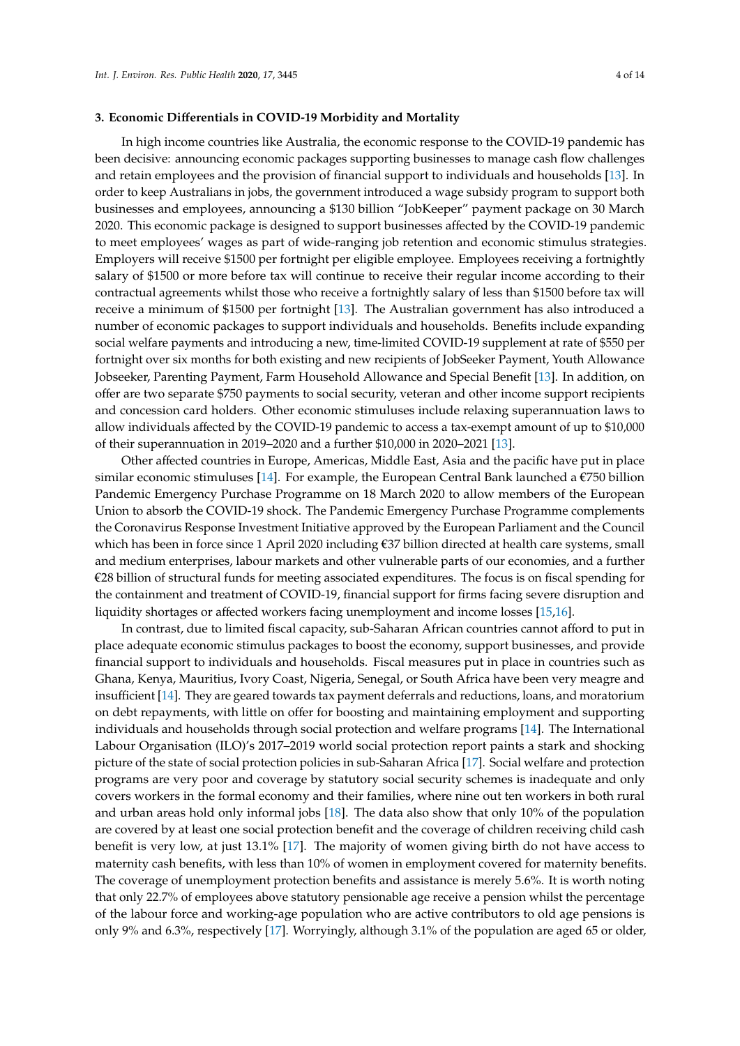### 3. Economic Differentials in COVID-19 Morbidity and Mortality

In high income countries like Australia, the economic response to the COVID-19 pandemic has been decisive: announcing economic packages supporting businesses to manage cash flow challenges and retain employees and the provision of financial support to individuals and households [13]. In order to keep Australians in jobs, the government introduced a wage subsidy program to support both businesses and employees, announcing a $130 billion "JobKeeper" payment package on 30 March 2020. This economic package is designed to support businesses affected by the COVID-19 pandemic to meet employees' wages as part of wide-ranging job retention and economic stimulus strategies. Employers will receive $1500 per fortnight per eligible employee. Employees receiving a fortnightly salary of $1500 or more before tax will continue to receive their regular income according to their contractual agreements whilst those who receive a fortnightly salary of less than $1500 before tax will receive a minimum of $1500 per fortnight [13]. The Australian government has also introduced a number of economic packages to support individuals and households. Benefits include expanding social welfare payments and introducing a new, time-limited COVID-19 supplement at rate of $550 per fortnight over six months for both existing and new recipients of JobSeeker Payment, Youth Allowance Jobseeker, Parenting Payment, Farm Household Allowance and Special Benefit [13]. In addition, on offer are two separate $750 payments to social security, veteran and other income support recipients and concession card holders. Other economic stimuluses include relaxing superannuation laws to allow individuals affected by the COVID-19 pandemic to access a tax-exempt amount of up to $10,000 of their superannuation in 2019–2020 and a further $10,000 in 2020–2021 [13].

Other affected countries in Europe, Americas, Middle East, Asia and the pacific have put in place similar economic stimuluses [14]. For example, the European Central Bank launched a €750 billion Pandemic Emergency Purchase Programme on 18 March 2020 to allow members of the European Union to absorb the COVID-19 shock. The Pandemic Emergency Purchase Programme complements the Coronavirus Response Investment Initiative approved by the European Parliament and the Council which has been in force since 1 April 2020 including €37 billion directed at health care systems, small and medium enterprises, labour markets and other vulnerable parts of our economies, and a further €28 billion of structural funds for meeting associated expenditures. The focus is on fiscal spending for the containment and treatment of COVID-19, financial support for firms facing severe disruption and liquidity shortages or affected workers facing unemployment and income losses [15,16].

In contrast, due to limited fiscal capacity, sub-Saharan African countries cannot afford to put in place adequate economic stimulus packages to boost the economy, support businesses, and provide financial support to individuals and households. Fiscal measures put in place in countries such as Ghana, Kenya, Mauritius, Ivory Coast, Nigeria, Senegal, or South Africa have been very meagre and insufficient [14]. They are geared towards tax payment deferrals and reductions, loans, and moratorium on debt repayments, with little on offer for boosting and maintaining employment and supporting individuals and households through social protection and welfare programs [14]. The International Labour Organisation (ILO)'s 2017–2019 world social protection report paints a stark and shocking picture of the state of social protection policies in sub-Saharan Africa [17]. Social welfare and protection programs are very poor and coverage by statutory social security schemes is inadequate and only covers workers in the formal economy and their families, where nine out ten workers in both rural and urban areas hold only informal jobs [18]. The data also show that only 10% of the population are covered by at least one social protection benefit and the coverage of children receiving child cash benefit is very low, at just 13.1% [17]. The majority of women giving birth do not have access to maternity cash benefits, with less than 10% of women in employment covered for maternity benefits. The coverage of unemployment protection benefits and assistance is merely 5.6%. It is worth noting that only 22.7% of employees above statutory pensionable age receive a pension whilst the percentage of the labour force and working-age population who are active contributors to old age pensions is only 9% and 6.3%, respectively [17]. Worryingly, although 3.1% of the population are aged 65 or older,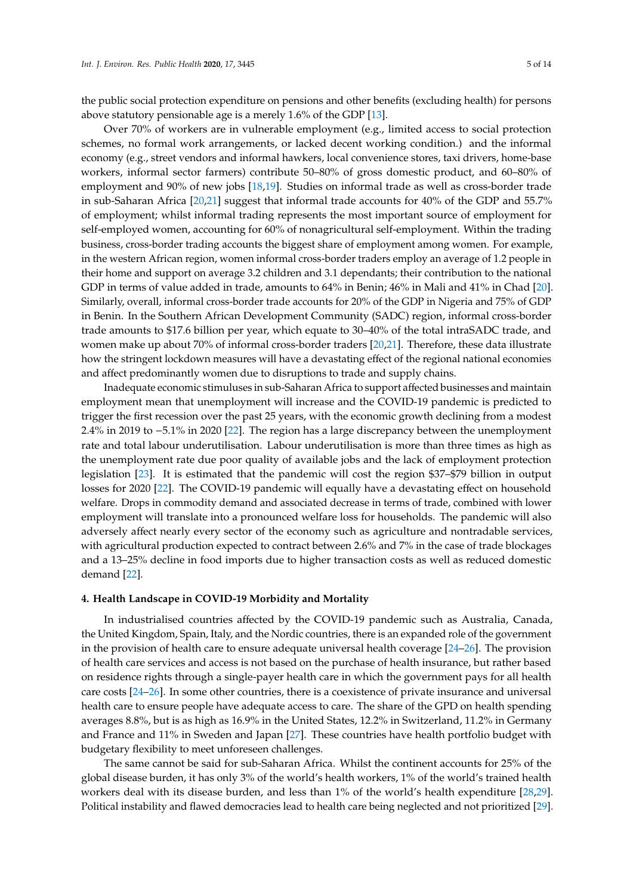the public social protection expenditure on pensions and other benefits (excluding health) for persons above statutory pensionable age is a merely 1.6% of the GDP [13].

Over 70% of workers are in vulnerable employment (e.g., limited access to social protection schemes, no formal work arrangements, or lacked decent working condition.) and the informal economy (e.g., street vendors and informal hawkers, local convenience stores, taxi drivers, home-base workers, informal sector farmers) contribute 50–80% of gross domestic product, and 60–80% of employment and 90% of new jobs [18,19]. Studies on informal trade as well as cross-border trade in sub-Saharan Africa [20,21] suggest that informal trade accounts for 40% of the GDP and 55.7% of employment; whilst informal trading represents the most important source of employment for self-employed women, accounting for 60% of nonagricultural self-employment. Within the trading business, cross-border trading accounts the biggest share of employment among women. For example, in the western African region, women informal cross-border traders employ an average of 1.2 people in their home and support on average 3.2 children and 3.1 dependants; their contribution to the national GDP in terms of value added in trade, amounts to 64% in Benin; 46% in Mali and 41% in Chad [20]. Similarly, overall, informal cross-border trade accounts for 20% of the GDP in Nigeria and 75% of GDP in Benin. In the Southern African Development Community (SADC) region, informal cross-border trade amounts to $17.6 billion per year, which equate to 30–40% of the total intraSADC trade, and women make up about 70% of informal cross-border traders [20,21]. Therefore, these data illustrate how the stringent lockdown measures will have a devastating effect of the regional national economies and affect predominantly women due to disruptions to trade and supply chains.

Inadequate economic stimuluses in sub-Saharan Africa to support affected businesses and maintain employment mean that unemployment will increase and the COVID-19 pandemic is predicted to trigger the first recession over the past 25 years, with the economic growth declining from a modest 2.4% in 2019 to −5.1% in 2020 [22]. The region has a large discrepancy between the unemployment rate and total labour underutilisation. Labour underutilisation is more than three times as high as the unemployment rate due poor quality of available jobs and the lack of employment protection legislation [23]. It is estimated that the pandemic will cost the region $37–$79 billion in output losses for 2020 [22]. The COVID-19 pandemic will equally have a devastating effect on household welfare. Drops in commodity demand and associated decrease in terms of trade, combined with lower employment will translate into a pronounced welfare loss for households. The pandemic will also adversely affect nearly every sector of the economy such as agriculture and nontradable services, with agricultural production expected to contract between 2.6% and 7% in the case of trade blockages and a 13–25% decline in food imports due to higher transaction costs as well as reduced domestic demand [22].

## 4. Health Landscape in COVID-19 Morbidity and Mortality

In industrialised countries affected by the COVID-19 pandemic such as Australia, Canada, the United Kingdom, Spain, Italy, and the Nordic countries, there is an expanded role of the government in the provision of health care to ensure adequate universal health coverage [24–26]. The provision of health care services and access is not based on the purchase of health insurance, but rather based on residence rights through a single-payer health care in which the government pays for all health care costs [24–26]. In some other countries, there is a coexistence of private insurance and universal health care to ensure people have adequate access to care. The share of the GPD on health spending averages 8.8%, but is as high as 16.9% in the United States, 12.2% in Switzerland, 11.2% in Germany and France and 11% in Sweden and Japan [27]. These countries have health portfolio budget with budgetary flexibility to meet unforeseen challenges.

The same cannot be said for sub-Saharan Africa. Whilst the continent accounts for 25% of the global disease burden, it has only 3% of the world's health workers, 1% of the world's trained health workers deal with its disease burden, and less than 1% of the world's health expenditure [28,29]. Political instability and flawed democracies lead to health care being neglected and not prioritized [29].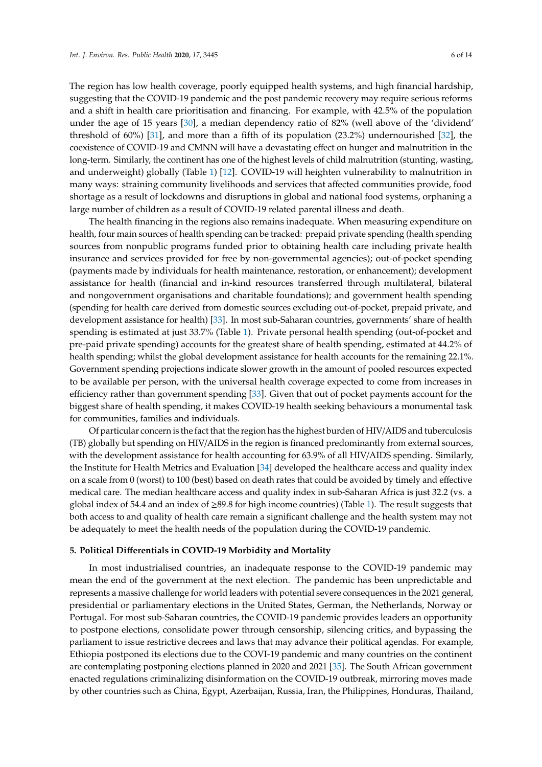The region has low health coverage, poorly equipped health systems, and high financial hardship, suggesting that the COVID-19 pandemic and the post pandemic recovery may require serious reforms and a shift in health care prioritisation and financing. For example, with 42.5% of the population under the age of 15 years [30], a median dependency ratio of 82% (well above of the 'dividend' threshold of 60%) [31], and more than a fifth of its population (23.2%) undernourished [32], the coexistence of COVID-19 and CMNN will have a devastating effect on hunger and malnutrition in the long-term. Similarly, the continent has one of the highest levels of child malnutrition (stunting, wasting, and underweight) globally (Table 1) [12]. COVID-19 will heighten vulnerability to malnutrition in many ways: straining community livelihoods and services that affected communities provide, food shortage as a result of lockdowns and disruptions in global and national food systems, orphaning a large number of children as a result of COVID-19 related parental illness and death.

The health financing in the regions also remains inadequate. When measuring expenditure on health, four main sources of health spending can be tracked: prepaid private spending (health spending sources from nonpublic programs funded prior to obtaining health care including private health insurance and services provided for free by non-governmental agencies); out-of-pocket spending (payments made by individuals for health maintenance, restoration, or enhancement); development assistance for health (financial and in-kind resources transferred through multilateral, bilateral and nongovernment organisations and charitable foundations); and government health spending (spending for health care derived from domestic sources excluding out-of-pocket, prepaid private, and development assistance for health) [33]. In most sub-Saharan countries, governments' share of health spending is estimated at just 33.7% (Table 1). Private personal health spending (out-of-pocket and pre-paid private spending) accounts for the greatest share of health spending, estimated at 44.2% of health spending; whilst the global development assistance for health accounts for the remaining 22.1%. Government spending projections indicate slower growth in the amount of pooled resources expected to be available per person, with the universal health coverage expected to come from increases in efficiency rather than government spending [33]. Given that out of pocket payments account for the biggest share of health spending, it makes COVID-19 health seeking behaviours a monumental task for communities, families and individuals.

Of particular concern is the fact that the region has the highest burden of HIV/AIDS and tuberculosis (TB) globally but spending on HIV/AIDS in the region is financed predominantly from external sources, with the development assistance for health accounting for 63.9% of all HIV/AIDS spending. Similarly, the Institute for Health Metrics and Evaluation [34] developed the healthcare access and quality index on a scale from 0 (worst) to 100 (best) based on death rates that could be avoided by timely and effective medical care. The median healthcare access and quality index in sub-Saharan Africa is just 32.2 (vs. a global index of 54.4 and an index of ≥89.8 for high income countries) (Table 1). The result suggests that both access to and quality of health care remain a significant challenge and the health system may not be adequately to meet the health needs of the population during the COVID-19 pandemic.

## 5. Political Differentials in COVID-19 Morbidity and Mortality

In most industrialised countries, an inadequate response to the COVID-19 pandemic may mean the end of the government at the next election. The pandemic has been unpredictable and represents a massive challenge for world leaders with potential severe consequences in the 2021 general, presidential or parliamentary elections in the United States, German, the Netherlands, Norway or Portugal. For most sub-Saharan countries, the COVID-19 pandemic provides leaders an opportunity to postpone elections, consolidate power through censorship, silencing critics, and bypassing the parliament to issue restrictive decrees and laws that may advance their political agendas. For example, Ethiopia postponed its elections due to the COVI-19 pandemic and many countries on the continent are contemplating postponing elections planned in 2020 and 2021 [35]. The South African government enacted regulations criminalizing disinformation on the COVID-19 outbreak, mirroring moves made by other countries such as China, Egypt, Azerbaijan, Russia, Iran, the Philippines, Honduras, Thailand,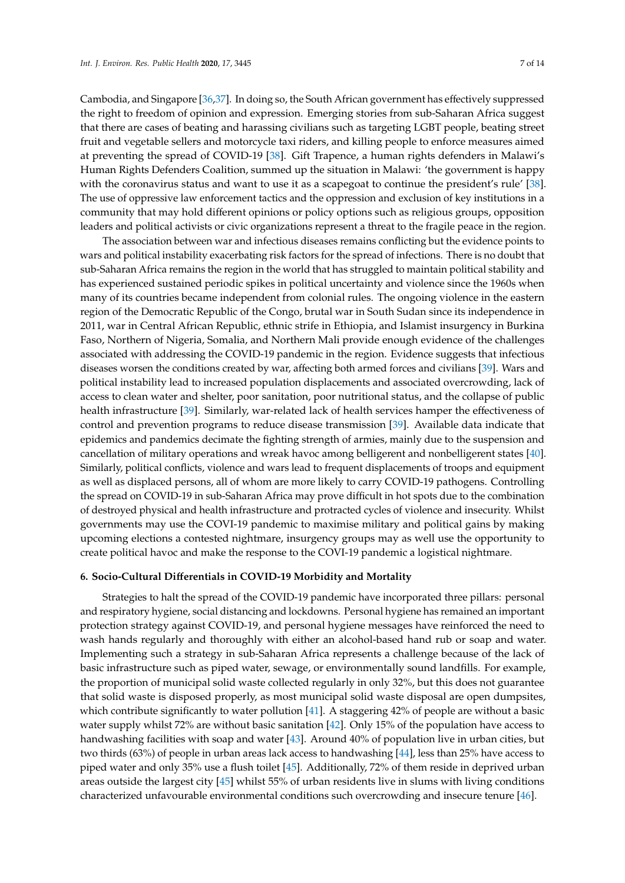Cambodia, and Singapore [36,37]. In doing so, the South African government has effectively suppressed the right to freedom of opinion and expression. Emerging stories from sub-Saharan Africa suggest that there are cases of beating and harassing civilians such as targeting LGBT people, beating street fruit and vegetable sellers and motorcycle taxi riders, and killing people to enforce measures aimed at preventing the spread of COVID-19 [38]. Gift Trapence, a human rights defenders in Malawi's Human Rights Defenders Coalition, summed up the situation in Malawi: 'the government is happy with the coronavirus status and want to use it as a scapegoat to continue the president's rule' [38]. The use of oppressive law enforcement tactics and the oppression and exclusion of key institutions in a community that may hold different opinions or policy options such as religious groups, opposition leaders and political activists or civic organizations represent a threat to the fragile peace in the region.

The association between war and infectious diseases remains conflicting but the evidence points to wars and political instability exacerbating risk factors for the spread of infections. There is no doubt that sub-Saharan Africa remains the region in the world that has struggled to maintain political stability and has experienced sustained periodic spikes in political uncertainty and violence since the 1960s when many of its countries became independent from colonial rules. The ongoing violence in the eastern region of the Democratic Republic of the Congo, brutal war in South Sudan since its independence in 2011, war in Central African Republic, ethnic strife in Ethiopia, and Islamist insurgency in Burkina Faso, Northern of Nigeria, Somalia, and Northern Mali provide enough evidence of the challenges associated with addressing the COVID-19 pandemic in the region. Evidence suggests that infectious diseases worsen the conditions created by war, affecting both armed forces and civilians [39]. Wars and political instability lead to increased population displacements and associated overcrowding, lack of access to clean water and shelter, poor sanitation, poor nutritional status, and the collapse of public health infrastructure [39]. Similarly, war-related lack of health services hamper the effectiveness of control and prevention programs to reduce disease transmission [39]. Available data indicate that epidemics and pandemics decimate the fighting strength of armies, mainly due to the suspension and cancellation of military operations and wreak havoc among belligerent and nonbelligerent states [40]. Similarly, political conflicts, violence and wars lead to frequent displacements of troops and equipment as well as displaced persons, all of whom are more likely to carry COVID-19 pathogens. Controlling the spread on COVID-19 in sub-Saharan Africa may prove difficult in hot spots due to the combination of destroyed physical and health infrastructure and protracted cycles of violence and insecurity. Whilst governments may use the COVI-19 pandemic to maximise military and political gains by making upcoming elections a contested nightmare, insurgency groups may as well use the opportunity to create political havoc and make the response to the COVI-19 pandemic a logistical nightmare.

## 6. Socio-Cultural Differentials in COVID-19 Morbidity and Mortality

Strategies to halt the spread of the COVID-19 pandemic have incorporated three pillars: personal and respiratory hygiene, social distancing and lockdowns. Personal hygiene has remained an important protection strategy against COVID-19, and personal hygiene messages have reinforced the need to wash hands regularly and thoroughly with either an alcohol-based hand rub or soap and water. Implementing such a strategy in sub-Saharan Africa represents a challenge because of the lack of basic infrastructure such as piped water, sewage, or environmentally sound landfills. For example, the proportion of municipal solid waste collected regularly in only 32%, but this does not guarantee that solid waste is disposed properly, as most municipal solid waste disposal are open dumpsites, which contribute significantly to water pollution [41]. A staggering 42% of people are without a basic water supply whilst 72% are without basic sanitation [42]. Only 15% of the population have access to handwashing facilities with soap and water [43]. Around 40% of population live in urban cities, but two thirds (63%) of people in urban areas lack access to handwashing [44], less than 25% have access to piped water and only 35% use a flush toilet [45]. Additionally, 72% of them reside in deprived urban areas outside the largest city [45] whilst 55% of urban residents live in slums with living conditions characterized unfavourable environmental conditions such overcrowding and insecure tenure [46].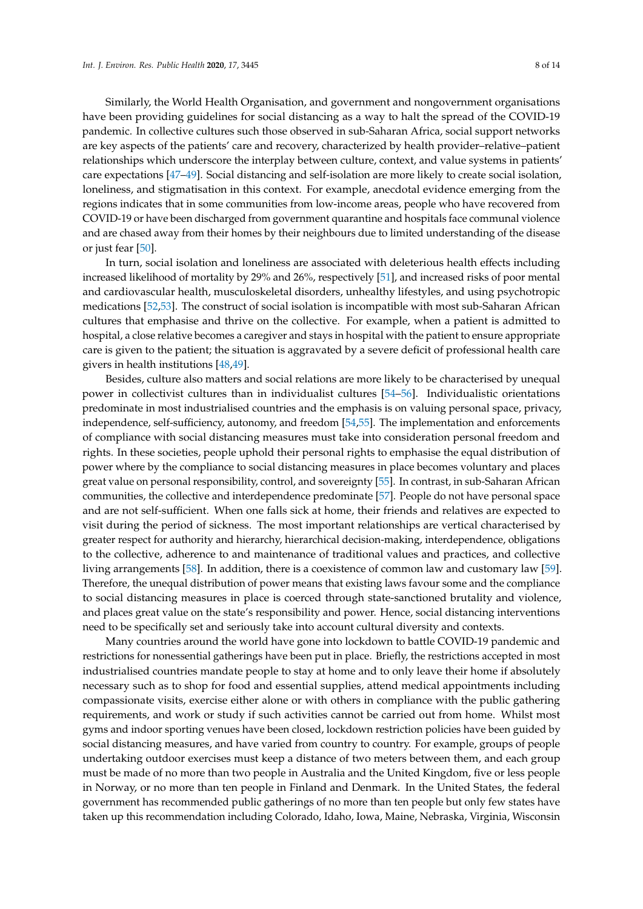Similarly, the World Health Organisation, and government and nongovernment organisations have been providing guidelines for social distancing as a way to halt the spread of the COVID-19 pandemic. In collective cultures such those observed in sub-Saharan Africa, social support networks are key aspects of the patients' care and recovery, characterized by health provider–relative–patient relationships which underscore the interplay between culture, context, and value systems in patients' care expectations [47–49]. Social distancing and self-isolation are more likely to create social isolation, loneliness, and stigmatisation in this context. For example, anecdotal evidence emerging from the regions indicates that in some communities from low-income areas, people who have recovered from COVID-19 or have been discharged from government quarantine and hospitals face communal violence and are chased away from their homes by their neighbours due to limited understanding of the disease or just fear [50].

In turn, social isolation and loneliness are associated with deleterious health effects including increased likelihood of mortality by 29% and 26%, respectively [51], and increased risks of poor mental and cardiovascular health, musculoskeletal disorders, unhealthy lifestyles, and using psychotropic medications [52,53]. The construct of social isolation is incompatible with most sub-Saharan African cultures that emphasise and thrive on the collective. For example, when a patient is admitted to hospital, a close relative becomes a caregiver and stays in hospital with the patient to ensure appropriate care is given to the patient; the situation is aggravated by a severe deficit of professional health care givers in health institutions [48,49].

Besides, culture also matters and social relations are more likely to be characterised by unequal power in collectivist cultures than in individualist cultures [54–56]. Individualistic orientations predominate in most industrialised countries and the emphasis is on valuing personal space, privacy, independence, self-sufficiency, autonomy, and freedom [54,55]. The implementation and enforcements of compliance with social distancing measures must take into consideration personal freedom and rights. In these societies, people uphold their personal rights to emphasise the equal distribution of power where by the compliance to social distancing measures in place becomes voluntary and places great value on personal responsibility, control, and sovereignty [55]. In contrast, in sub-Saharan African communities, the collective and interdependence predominate [57]. People do not have personal space and are not self-sufficient. When one falls sick at home, their friends and relatives are expected to visit during the period of sickness. The most important relationships are vertical characterised by greater respect for authority and hierarchy, hierarchical decision-making, interdependence, obligations to the collective, adherence to and maintenance of traditional values and practices, and collective living arrangements [58]. In addition, there is a coexistence of common law and customary law [59]. Therefore, the unequal distribution of power means that existing laws favour some and the compliance to social distancing measures in place is coerced through state-sanctioned brutality and violence, and places great value on the state's responsibility and power. Hence, social distancing interventions need to be specifically set and seriously take into account cultural diversity and contexts.

Many countries around the world have gone into lockdown to battle COVID-19 pandemic and restrictions for nonessential gatherings have been put in place. Briefly, the restrictions accepted in most industrialised countries mandate people to stay at home and to only leave their home if absolutely necessary such as to shop for food and essential supplies, attend medical appointments including compassionate visits, exercise either alone or with others in compliance with the public gathering requirements, and work or study if such activities cannot be carried out from home. Whilst most gyms and indoor sporting venues have been closed, lockdown restriction policies have been guided by social distancing measures, and have varied from country to country. For example, groups of people undertaking outdoor exercises must keep a distance of two meters between them, and each group must be made of no more than two people in Australia and the United Kingdom, five or less people in Norway, or no more than ten people in Finland and Denmark. In the United States, the federal government has recommended public gatherings of no more than ten people but only few states have taken up this recommendation including Colorado, Idaho, Iowa, Maine, Nebraska, Virginia, Wisconsin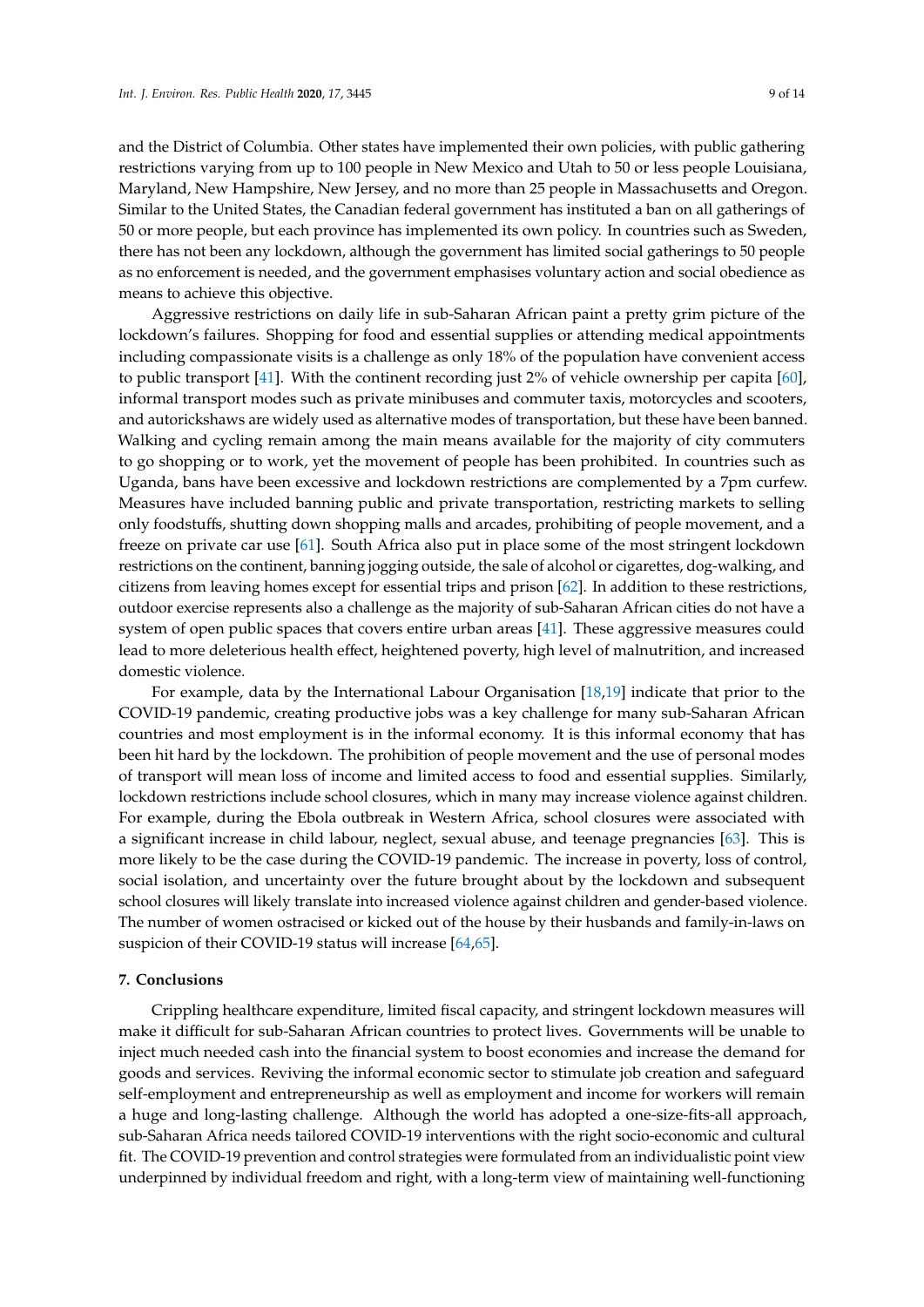and the District of Columbia. Other states have implemented their own policies, with public gathering restrictions varying from up to 100 people in New Mexico and Utah to 50 or less people Louisiana, Maryland, New Hampshire, New Jersey, and no more than 25 people in Massachusetts and Oregon. Similar to the United States, the Canadian federal government has instituted a ban on all gatherings of 50 or more people, but each province has implemented its own policy. In countries such as Sweden, there has not been any lockdown, although the government has limited social gatherings to 50 people as no enforcement is needed, and the government emphasises voluntary action and social obedience as means to achieve this objective.

Aggressive restrictions on daily life in sub-Saharan African paint a pretty grim picture of the lockdown's failures. Shopping for food and essential supplies or attending medical appointments including compassionate visits is a challenge as only 18% of the population have convenient access to public transport [41]. With the continent recording just 2% of vehicle ownership per capita [60], informal transport modes such as private minibuses and commuter taxis, motorcycles and scooters, and autorickshaws are widely used as alternative modes of transportation, but these have been banned. Walking and cycling remain among the main means available for the majority of city commuters to go shopping or to work, yet the movement of people has been prohibited. In countries such as Uganda, bans have been excessive and lockdown restrictions are complemented by a 7pm curfew. Measures have included banning public and private transportation, restricting markets to selling only foodstuffs, shutting down shopping malls and arcades, prohibiting of people movement, and a freeze on private car use [61]. South Africa also put in place some of the most stringent lockdown restrictions on the continent, banning jogging outside, the sale of alcohol or cigarettes, dog-walking, and citizens from leaving homes except for essential trips and prison [62]. In addition to these restrictions, outdoor exercise represents also a challenge as the majority of sub-Saharan African cities do not have a system of open public spaces that covers entire urban areas [41]. These aggressive measures could lead to more deleterious health effect, heightened poverty, high level of malnutrition, and increased domestic violence.

For example, data by the International Labour Organisation [18,19] indicate that prior to the COVID-19 pandemic, creating productive jobs was a key challenge for many sub-Saharan African countries and most employment is in the informal economy. It is this informal economy that has been hit hard by the lockdown. The prohibition of people movement and the use of personal modes of transport will mean loss of income and limited access to food and essential supplies. Similarly, lockdown restrictions include school closures, which in many may increase violence against children. For example, during the Ebola outbreak in Western Africa, school closures were associated with a significant increase in child labour, neglect, sexual abuse, and teenage pregnancies [63]. This is more likely to be the case during the COVID-19 pandemic. The increase in poverty, loss of control, social isolation, and uncertainty over the future brought about by the lockdown and subsequent school closures will likely translate into increased violence against children and gender-based violence. The number of women ostracised or kicked out of the house by their husbands and family-in-laws on suspicion of their COVID-19 status will increase [64,65].

## 7. Conclusions

Crippling healthcare expenditure, limited fiscal capacity, and stringent lockdown measures will make it difficult for sub-Saharan African countries to protect lives. Governments will be unable to inject much needed cash into the financial system to boost economies and increase the demand for goods and services. Reviving the informal economic sector to stimulate job creation and safeguard self-employment and entrepreneurship as well as employment and income for workers will remain a huge and long-lasting challenge. Although the world has adopted a one-size-fits-all approach, sub-Saharan Africa needs tailored COVID-19 interventions with the right socio-economic and cultural fit. The COVID-19 prevention and control strategies were formulated from an individualistic point view underpinned by individual freedom and right, with a long-term view of maintaining well-functioning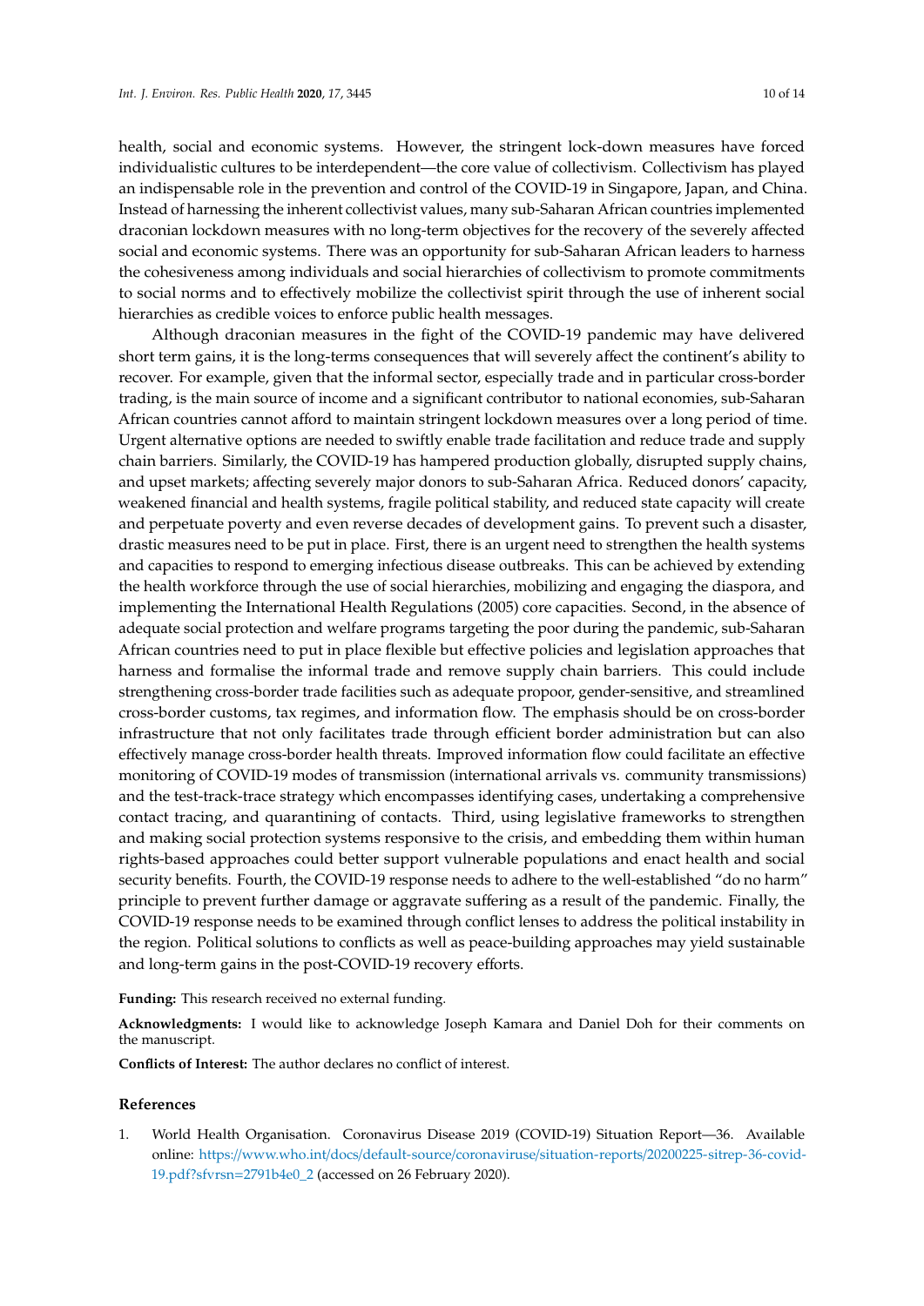health, social and economic systems. However, the stringent lock-down measures have forced individualistic cultures to be interdependent—the core value of collectivism. Collectivism has played an indispensable role in the prevention and control of the COVID-19 in Singapore, Japan, and China. Instead of harnessing the inherent collectivist values, many sub-Saharan African countries implemented draconian lockdown measures with no long-term objectives for the recovery of the severely affected social and economic systems. There was an opportunity for sub-Saharan African leaders to harness the cohesiveness among individuals and social hierarchies of collectivism to promote commitments to social norms and to effectively mobilize the collectivist spirit through the use of inherent social hierarchies as credible voices to enforce public health messages.

Although draconian measures in the fight of the COVID-19 pandemic may have delivered short term gains, it is the long-terms consequences that will severely affect the continent's ability to recover. For example, given that the informal sector, especially trade and in particular cross-border trading, is the main source of income and a significant contributor to national economies, sub-Saharan African countries cannot afford to maintain stringent lockdown measures over a long period of time. Urgent alternative options are needed to swiftly enable trade facilitation and reduce trade and supply chain barriers. Similarly, the COVID-19 has hampered production globally, disrupted supply chains, and upset markets; affecting severely major donors to sub-Saharan Africa. Reduced donors' capacity, weakened financial and health systems, fragile political stability, and reduced state capacity will create and perpetuate poverty and even reverse decades of development gains. To prevent such a disaster, drastic measures need to be put in place. First, there is an urgent need to strengthen the health systems and capacities to respond to emerging infectious disease outbreaks. This can be achieved by extending the health workforce through the use of social hierarchies, mobilizing and engaging the diaspora, and implementing the International Health Regulations (2005) core capacities. Second, in the absence of adequate social protection and welfare programs targeting the poor during the pandemic, sub-Saharan African countries need to put in place flexible but effective policies and legislation approaches that harness and formalise the informal trade and remove supply chain barriers. This could include strengthening cross-border trade facilities such as adequate propoor, gender-sensitive, and streamlined cross-border customs, tax regimes, and information flow. The emphasis should be on cross-border infrastructure that not only facilitates trade through efficient border administration but can also effectively manage cross-border health threats. Improved information flow could facilitate an effective monitoring of COVID-19 modes of transmission (international arrivals vs. community transmissions) and the test-track-trace strategy which encompasses identifying cases, undertaking a comprehensive contact tracing, and quarantining of contacts. Third, using legislative frameworks to strengthen and making social protection systems responsive to the crisis, and embedding them within human rights-based approaches could better support vulnerable populations and enact health and social security benefits. Fourth, the COVID-19 response needs to adhere to the well-established "do no harm" principle to prevent further damage or aggravate suffering as a result of the pandemic. Finally, the COVID-19 response needs to be examined through conflict lenses to address the political instability in the region. Political solutions to conflicts as well as peace-building approaches may yield sustainable and long-term gains in the post-COVID-19 recovery efforts.

**Funding:** This research received no external funding.

**Acknowledgments:** I would like to acknowledge Joseph Kamara and Daniel Doh for their comments on the manuscript.

**Conflicts of Interest:** The author declares no conflict of interest.

## References

1. World Health Organisation. Coronavirus Disease 2019 (COVID-19) Situation Report—36. Available online: https://www.who.int/docs/default-source/coronaviruse/situation-reports/20200225-sitrep-36-covid-19.pdf?sfvrsn=2791b4e0_2 (accessed on 26 February 2020).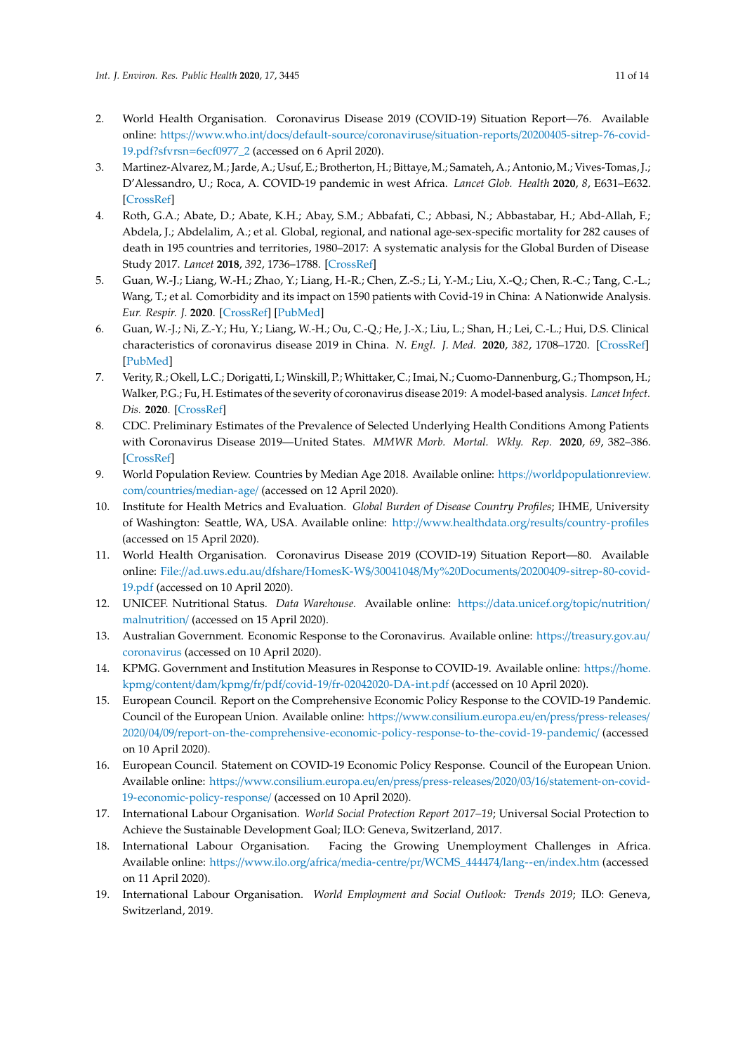2. World Health Organisation. Coronavirus Disease 2019 (COVID-19) Situation Report—76. Available online: https://www.who.int/docs/default-source/coronaviruse/situation-reports/20200405-sitrep-76-covid-19.pdf?sfvrsn=6ecf0977_2 (accessed on 6 April 2020).
3. Martinez-Alvarez, M.; Jarde, A.; Usuf, E.; Brotherton, H.; Bittaye, M.; Samateh, A.; Antonio, M.; Vives-Tomas, J.; D'Alessandro, U.; Roca, A. COVID-19 pandemic in west Africa. *Lancet Glob. Health* **2020**, *8*, E631–E632. [CrossRef]
4. Roth, G.A.; Abate, D.; Abate, K.H.; Abay, S.M.; Abbafati, C.; Abbasi, N.; Abbastabar, H.; Abd-Allah, F.; Abdela, J.; Abdelalim, A.; et al. Global, regional, and national age-sex-specific mortality for 282 causes of death in 195 countries and territories, 1980–2017: A systematic analysis for the Global Burden of Disease Study 2017. *Lancet* **2018**, *392*, 1736–1788. [CrossRef]
5. Guan, W.-J.; Liang, W.-H.; Zhao, Y.; Liang, H.-R.; Chen, Z.-S.; Li, Y.-M.; Liu, X.-Q.; Chen, R.-C.; Tang, C.-L.; Wang, T.; et al. Comorbidity and its impact on 1590 patients with Covid-19 in China: A Nationwide Analysis. *Eur. Respir. J.* **2020**. [CrossRef] [PubMed]
6. Guan, W.-J.; Ni, Z.-Y.; Hu, Y.; Liang, W.-H.; Ou, C.-Q.; He, J.-X.; Liu, L.; Shan, H.; Lei, C.-L.; Hui, D.S. Clinical characteristics of coronavirus disease 2019 in China. *N. Engl. J. Med.* **2020**, *382*, 1708–1720. [CrossRef] [PubMed]
7. Verity, R.; Okell, L.C.; Dorigatti, I.; Winskill, P.; Whittaker, C.; Imai, N.; Cuomo-Dannenburg, G.; Thompson, H.; Walker, P.G.; Fu, H. Estimates of the severity of coronavirus disease 2019: A model-based analysis. *Lancet Infect. Dis.* **2020**. [CrossRef]
8. CDC. Preliminary Estimates of the Prevalence of Selected Underlying Health Conditions Among Patients with Coronavirus Disease 2019—United States. *MMWR Morb. Mortal. Wkly. Rep.* **2020**, *69*, 382–386. [CrossRef]
9. World Population Review. Countries by Median Age 2018. Available online: https://worldpopulationreview.com/countries/median-age/ (accessed on 12 April 2020).
10. Institute for Health Metrics and Evaluation. *Global Burden of Disease Country Profiles*; IHME, University of Washington: Seattle, WA, USA. Available online: http://www.healthdata.org/results/country-profiles (accessed on 15 April 2020).
11. World Health Organisation. Coronavirus Disease 2019 (COVID-19) Situation Report—80. Available online: File://ad.uws.edu.au/dfshare/HomesK-W$/30041048/My%20Documents/20200409-sitrep-80-covid-19.pdf (accessed on 10 April 2020).
12. UNICEF. Nutritional Status. *Data Warehouse*. Available online: https://data.unicef.org/topic/nutrition/malnutrition/ (accessed on 15 April 2020).
13. Australian Government. Economic Response to the Coronavirus. Available online: https://treasury.gov.au/coronavirus (accessed on 10 April 2020).
14. KPMG. Government and Institution Measures in Response to COVID-19. Available online: https://home.kpmg/content/dam/kpmg/fr/pdf/covid-19/fr-02042020-DA-int.pdf (accessed on 10 April 2020).
15. European Council. Report on the Comprehensive Economic Policy Response to the COVID-19 Pandemic. Council of the European Union. Available online: https://www.consilium.europa.eu/en/press/press-releases/2020/04/09/report-on-the-comprehensive-economic-policy-response-to-the-covid-19-pandemic/ (accessed on 10 April 2020).
16. European Council. Statement on COVID-19 Economic Policy Response. Council of the European Union. Available online: https://www.consilium.europa.eu/en/press/press-releases/2020/03/16/statement-on-covid-19-economic-policy-response/ (accessed on 10 April 2020).
17. International Labour Organisation. *World Social Protection Report 2017–19*; Universal Social Protection to Achieve the Sustainable Development Goal; ILO: Geneva, Switzerland, 2017.
18. International Labour Organisation. Facing the Growing Unemployment Challenges in Africa. Available online: https://www.ilo.org/africa/media-centre/pr/WCMS_444474/lang--en/index.htm (accessed on 11 April 2020).
19. International Labour Organisation. *World Employment and Social Outlook: Trends 2019*; ILO: Geneva, Switzerland, 2019.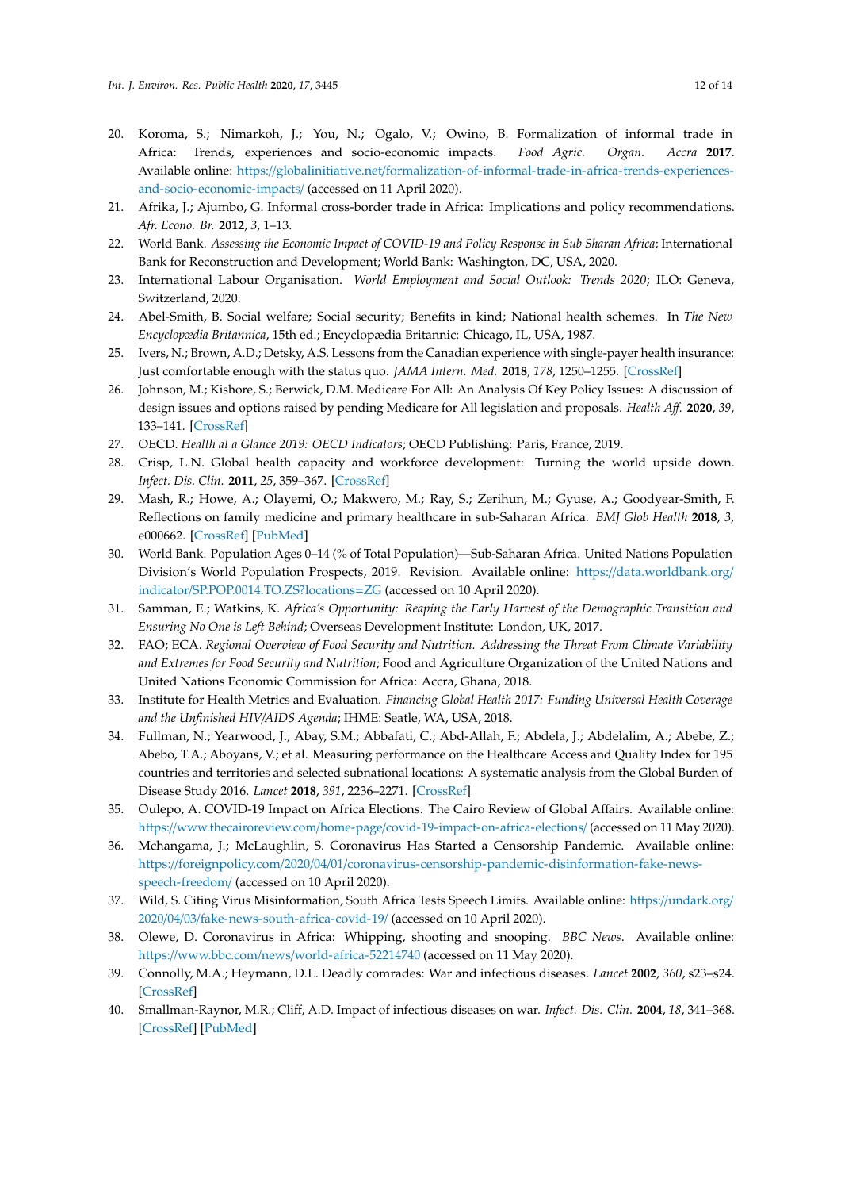20. Koroma, S.; Nimarkoh, J.; You, N.; Ogalo, V.; Owino, B. Formalization of informal trade in Africa: Trends, experiences and socio-economic impacts. *Food Agric. Organ. Accra* **2017**. Available online: https://globalinitiative.net/formalization-of-informal-trade-in-africa-trends-experiences-and-socio-economic-impacts/ (accessed on 11 April 2020).
21. Afrika, J.; Ajumbo, G. Informal cross-border trade in Africa: Implications and policy recommendations. *Afr. Econo. Br.* **2012**, *3*, 1–13.
22. World Bank. *Assessing the Economic Impact of COVID-19 and Policy Response in Sub Sharan Africa*; International Bank for Reconstruction and Development; World Bank: Washington, DC, USA, 2020.
23. International Labour Organisation. *World Employment and Social Outlook: Trends 2020*; ILO: Geneva, Switzerland, 2020.
24. Abel-Smith, B. Social welfare; Social security; Benefits in kind; National health schemes. In *The New Encyclopædia Britannica*, 15th ed.; Encyclopædia Britannic: Chicago, IL, USA, 1987.
25. Ivers, N.; Brown, A.D.; Detsky, A.S. Lessons from the Canadian experience with single-payer health insurance: Just comfortable enough with the status quo. *JAMA Intern. Med.* **2018**, *178*, 1250–1255. [CrossRef]
26. Johnson, M.; Kishore, S.; Berwick, D.M. Medicare For All: An Analysis Of Key Policy Issues: A discussion of design issues and options raised by pending Medicare for All legislation and proposals. *Health Aff.* **2020**, *39*, 133–141. [CrossRef]
27. OECD. *Health at a Glance 2019: OECD Indicators*; OECD Publishing: Paris, France, 2019.
28. Crisp, L.N. Global health capacity and workforce development: Turning the world upside down. *Infect. Dis. Clin.* **2011**, *25*, 359–367. [CrossRef]
29. Mash, R.; Howe, A.; Olayemi, O.; Makwero, M.; Ray, S.; Zerihun, M.; Gyuse, A.; Goodyear-Smith, F. Reflections on family medicine and primary healthcare in sub-Saharan Africa. *BMJ Glob Health* **2018**, *3*, e000662. [CrossRef] [PubMed]
30. World Bank. Population Ages 0–14 (% of Total Population)—Sub-Saharan Africa. United Nations Population Division's World Population Prospects, 2019. Revision. Available online: https://data.worldbank.org/indicator/SP.POP.0014.TO.ZS?locations=ZG (accessed on 10 April 2020).
31. Samman, E.; Watkins, K. *Africa's Opportunity: Reaping the Early Harvest of the Demographic Transition and Ensuring No One is Left Behind*; Overseas Development Institute: London, UK, 2017.
32. FAO; ECA. *Regional Overview of Food Security and Nutrition. Addressing the Threat From Climate Variability and Extremes for Food Security and Nutrition*; Food and Agriculture Organization of the United Nations and United Nations Economic Commission for Africa: Accra, Ghana, 2018.
33. Institute for Health Metrics and Evaluation. *Financing Global Health 2017: Funding Universal Health Coverage and the Unfinished HIV/AIDS Agenda*; IHME: Seatle, WA, USA, 2018.
34. Fullman, N.; Yearwood, J.; Abay, S.M.; Abbafati, C.; Abd-Allah, F.; Abdela, J.; Abdelalim, A.; Abebe, Z.; Abebo, T.A.; Aboyans, V.; et al. Measuring performance on the Healthcare Access and Quality Index for 195 countries and territories and selected subnational locations: A systematic analysis from the Global Burden of Disease Study 2016. *Lancet* **2018**, *391*, 2236–2271. [CrossRef]
35. Oulepo, A. COVID-19 Impact on Africa Elections. The Cairo Review of Global Affairs. Available online: https://www.thecairoreview.com/home-page/covid-19-impact-on-africa-elections/ (accessed on 11 May 2020).
36. Mchangama, J.; McLaughlin, S. Coronavirus Has Started a Censorship Pandemic. Available online: https://foreignpolicy.com/2020/04/01/coronavirus-censorship-pandemic-disinformation-fake-news-speech-freedom/ (accessed on 10 April 2020).
37. Wild, S. Citing Virus Misinformation, South Africa Tests Speech Limits. Available online: https://undark.org/2020/04/03/fake-news-south-africa-covid-19/ (accessed on 10 April 2020).
38. Olewe, D. Coronavirus in Africa: Whipping, shooting and snooping. *BBC News*. Available online: https://www.bbc.com/news/world-africa-52214740 (accessed on 11 May 2020).
39. Connolly, M.A.; Heymann, D.L. Deadly comrades: War and infectious diseases. *Lancet* **2002**, *360*, s23–s24. [CrossRef]
40. Smallman-Raynor, M.R.; Cliff, A.D. Impact of infectious diseases on war. *Infect. Dis. Clin.* **2004**, *18*, 341–368. [CrossRef] [PubMed]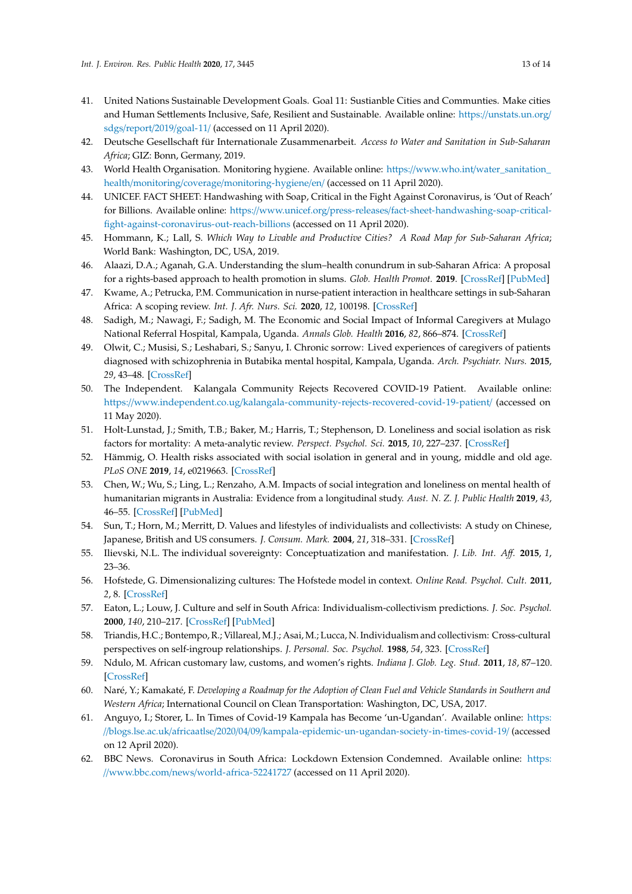41. United Nations Sustainable Development Goals. Goal 11: Sustianble Cities and Communties. Make cities and Human Settlements Inclusive, Safe, Resilient and Sustainable. Available online: https://unstats.un.org/sdgs/report/2019/goal-11/ (accessed on 11 April 2020).
42. Deutsche Gesellschaft für Internationale Zusammenarbeit. *Access to Water and Sanitation in Sub-Saharan Africa*; GIZ: Bonn, Germany, 2019.
43. World Health Organisation. Monitoring hygiene. Available online: https://www.who.int/water_sanitation_health/monitoring/coverage/monitoring-hygiene/en/ (accessed on 11 April 2020).
44. UNICEF. FACT SHEET: Handwashing with Soap, Critical in the Fight Against Coronavirus, is 'Out of Reach' for Billions. Available online: https://www.unicef.org/press-releases/fact-sheet-handwashing-soap-critical-fight-against-coronavirus-out-reach-billions (accessed on 11 April 2020).
45. Hommann, K.; Lall, S. *Which Way to Livable and Productive Cities? A Road Map for Sub-Saharan Africa*; World Bank: Washington, DC, USA, 2019.
46. Alaazi, D.A.; Aganah, G.A. Understanding the slum–health conundrum in sub-Saharan Africa: A proposal for a rights-based approach to health promotion in slums. *Glob. Health Promot.* **2019**. [CrossRef] [PubMed]
47. Kwame, A.; Petrucka, P.M. Communication in nurse-patient interaction in healthcare settings in sub-Saharan Africa: A scoping review. *Int. J. Afr. Nurs. Sci.* **2020**, *12*, 100198. [CrossRef]
48. Sadigh, M.; Nawagi, F.; Sadigh, M. The Economic and Social Impact of Informal Caregivers at Mulago National Referral Hospital, Kampala, Uganda. *Annals Glob. Health* **2016**, *82*, 866–874. [CrossRef]
49. Olwit, C.; Musisi, S.; Leshabari, S.; Sanyu, I. Chronic sorrow: Lived experiences of caregivers of patients diagnosed with schizophrenia in Butabika mental hospital, Kampala, Uganda. *Arch. Psychiatr. Nurs.* **2015**, *29*, 43–48. [CrossRef]
50. The Independent. Kalangala Community Rejects Recovered COVID-19 Patient. Available online: https://www.independent.co.ug/kalangala-community-rejects-recovered-covid-19-patient/ (accessed on 11 May 2020).
51. Holt-Lunstad, J.; Smith, T.B.; Baker, M.; Harris, T.; Stephenson, D. Loneliness and social isolation as risk factors for mortality: A meta-analytic review. *Perspect. Psychol. Sci.* **2015**, *10*, 227–237. [CrossRef]
52. Hämmig, O. Health risks associated with social isolation in general and in young, middle and old age. *PLoS ONE* **2019**, *14*, e0219663. [CrossRef]
53. Chen, W.; Wu, S.; Ling, L.; Renzaho, A.M. Impacts of social integration and loneliness on mental health of humanitarian migrants in Australia: Evidence from a longitudinal study. *Aust. N. Z. J. Public Health* **2019**, *43*, 46–55. [CrossRef] [PubMed]
54. Sun, T.; Horn, M.; Merritt, D. Values and lifestyles of individualists and collectivists: A study on Chinese, Japanese, British and US consumers. *J. Consum. Mark.* **2004**, *21*, 318–331. [CrossRef]
55. Ilievski, N.L. The individual sovereignty: Conceptuatization and manifestation. *J. Lib. Int. Aff.* **2015**, *1*, 23–36.
56. Hofstede, G. Dimensionalizing cultures: The Hofstede model in context. *Online Read. Psychol. Cult.* **2011**, *2*, 8. [CrossRef]
57. Eaton, L.; Louw, J. Culture and self in South Africa: Individualism-collectivism predictions. *J. Soc. Psychol.* **2000**, *140*, 210–217. [CrossRef] [PubMed]
58. Triandis, H.C.; Bontempo, R.; Villareal, M.J.; Asai, M.; Lucca, N. Individualism and collectivism: Cross-cultural perspectives on self-ingroup relationships. *J. Personal. Soc. Psychol.* **1988**, *54*, 323. [CrossRef]
59. Ndulo, M. African customary law, customs, and women's rights. *Indiana J. Glob. Leg. Stud.* **2011**, *18*, 87–120. [CrossRef]
60. Naré, Y.; Kamakaté, F. *Developing a Roadmap for the Adoption of Clean Fuel and Vehicle Standards in Southern and Western Africa*; International Council on Clean Transportation: Washington, DC, USA, 2017.
61. Anguyo, I.; Storer, L. In Times of Covid-19 Kampala has Become 'un-Ugandan'. Available online: https://blogs.lse.ac.uk/africaatlse/2020/04/09/kampala-epidemic-un-ugandan-society-in-times-covid-19/ (accessed on 12 April 2020).
62. BBC News. Coronavirus in South Africa: Lockdown Extension Condemned. Available online: https://www.bbc.com/news/world-africa-52241727 (accessed on 11 April 2020).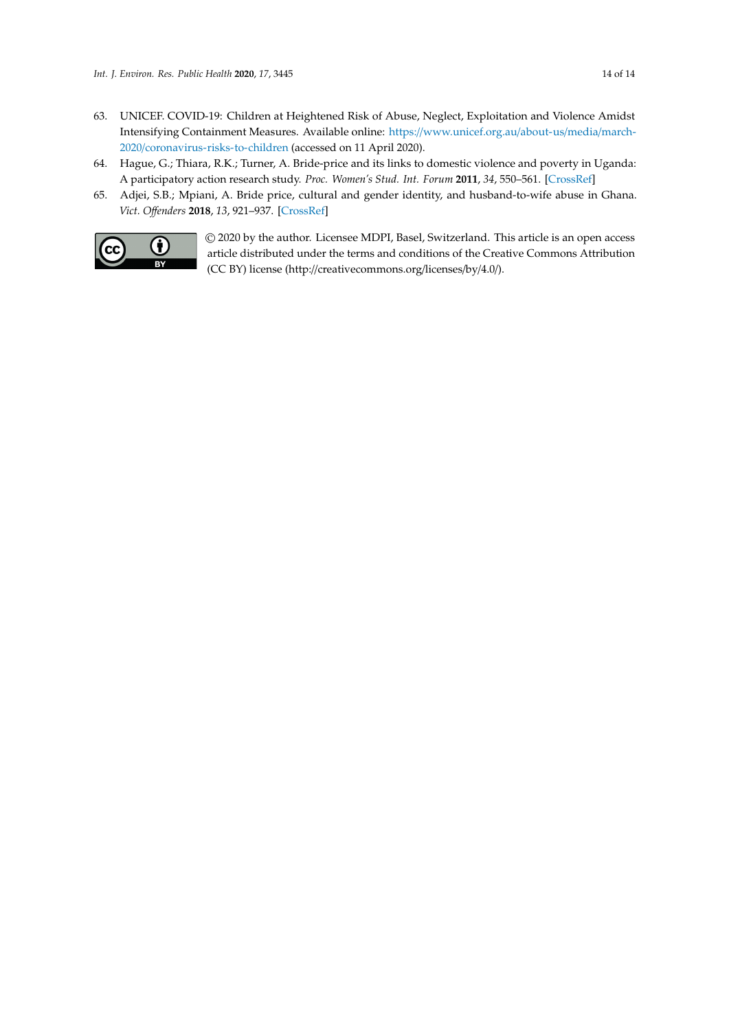63. UNICEF. COVID-19: Children at Heightened Risk of Abuse, Neglect, Exploitation and Violence Amidst Intensifying Containment Measures. Available online: https://www.unicef.org.au/about-us/media/march-2020/coronavirus-risks-to-children (accessed on 11 April 2020).
64. Hague, G.; Thiara, R.K.; Turner, A. Bride-price and its links to domestic violence and poverty in Uganda: A participatory action research study. *Proc. Women's Stud. Int. Forum* **2011**, *34*, 550–561. [CrossRef]
65. Adjei, S.B.; Mpiani, A. Bride price, cultural and gender identity, and husband-to-wife abuse in Ghana. *Vict. Offenders* **2018**, *13*, 921–937. [CrossRef]

© 2020 by the author. Licensee MDPI, Basel, Switzerland. This article is an open access article distributed under the terms and conditions of the Creative Commons Attribution (CC BY) license (http://creativecommons.org/licenses/by/4.0/).